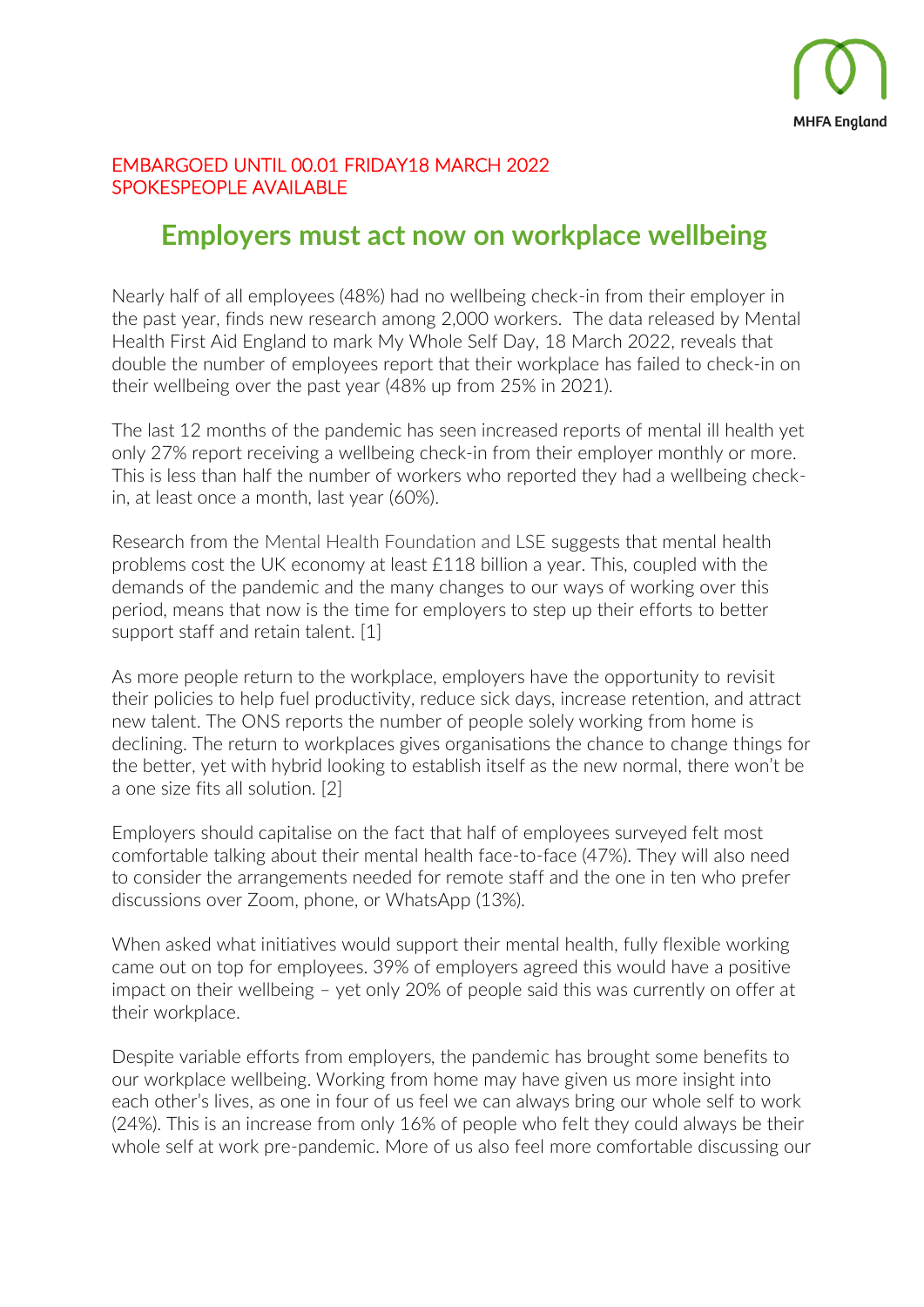MHFA England

EMBARGOED UNTIL 00.01 FRIDAY18 MARCH 2022
SPOKESPEOPLE AVAILABLE

# Employers must act now on workplace wellbeing

Nearly half of all employees (48%) had no wellbeing check-in from their employer in the past year, finds new research among 2,000 workers. The data released by Mental Health First Aid England to mark My Whole Self Day, 18 March 2022, reveals that double the number of employees report that their workplace has failed to check-in on their wellbeing over the past year (48% up from 25% in 2021).

The last 12 months of the pandemic has seen increased reports of mental ill health yet only 27% report receiving a wellbeing check-in from their employer monthly or more. This is less than half the number of workers who reported they had a wellbeing check-in, at least once a month, last year (60%).

Research from the Mental Health Foundation and LSE suggests that mental health problems cost the UK economy at least £118 billion a year. This, coupled with the demands of the pandemic and the many changes to our ways of working over this period, means that now is the time for employers to step up their efforts to better support staff and retain talent. [1]

As more people return to the workplace, employers have the opportunity to revisit their policies to help fuel productivity, reduce sick days, increase retention, and attract new talent. The ONS reports the number of people solely working from home is declining. The return to workplaces gives organisations the chance to change things for the better, yet with hybrid looking to establish itself as the new normal, there won't be a one size fits all solution. [2]

Employers should capitalise on the fact that half of employees surveyed felt most comfortable talking about their mental health face-to-face (47%). They will also need to consider the arrangements needed for remote staff and the one in ten who prefer discussions over Zoom, phone, or WhatsApp (13%).

When asked what initiatives would support their mental health, fully flexible working came out on top for employees. 39% of employers agreed this would have a positive impact on their wellbeing – yet only 20% of people said this was currently on offer at their workplace.

Despite variable efforts from employers, the pandemic has brought some benefits to our workplace wellbeing. Working from home may have given us more insight into each other's lives, as one in four of us feel we can always bring our whole self to work (24%). This is an increase from only 16% of people who felt they could always be their whole self at work pre-pandemic. More of us also feel more comfortable discussing our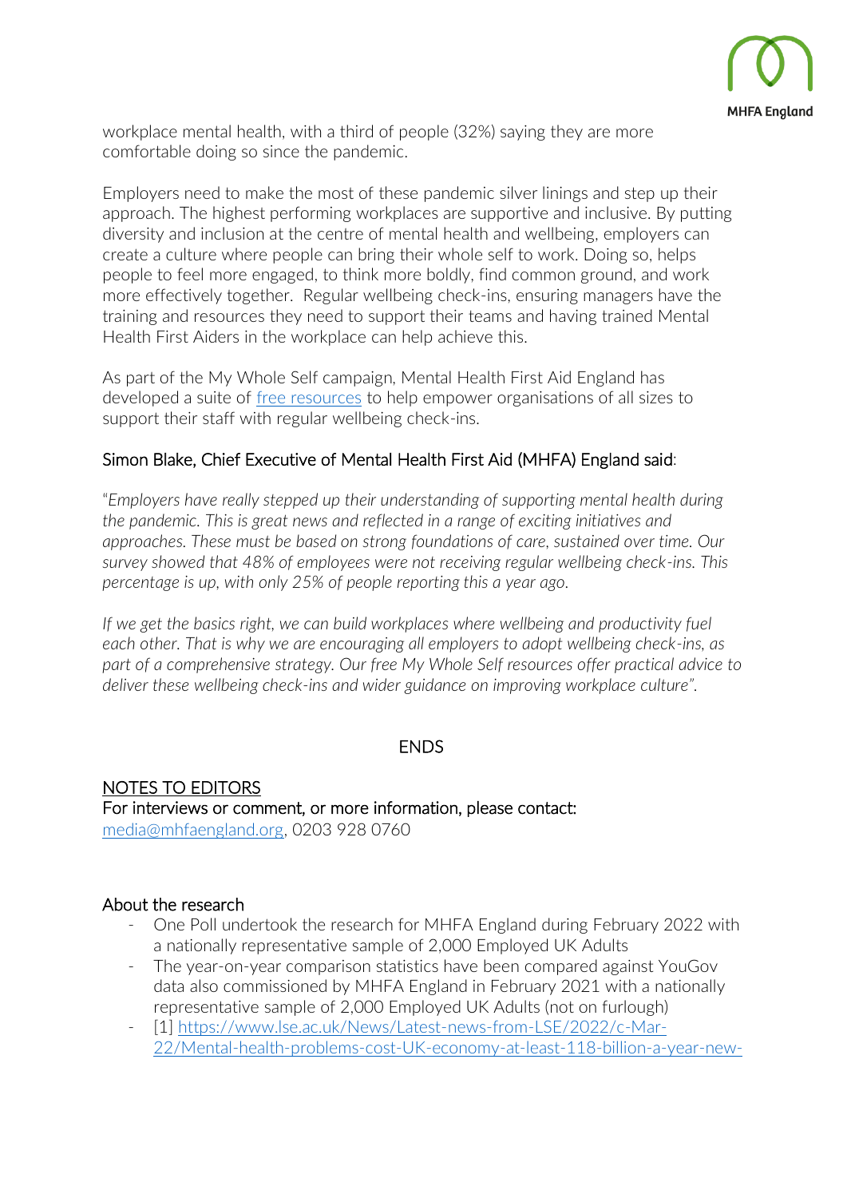workplace mental health, with a third of people (32%) saying they are more comfortable doing so since the pandemic.

Employers need to make the most of these pandemic silver linings and step up their approach. The highest performing workplaces are supportive and inclusive. By putting diversity and inclusion at the centre of mental health and wellbeing, employers can create a culture where people can bring their whole self to work. Doing so, helps people to feel more engaged, to think more boldly, find common ground, and work more effectively together. Regular wellbeing check-ins, ensuring managers have the training and resources they need to support their teams and having trained Mental Health First Aiders in the workplace can help achieve this.

As part of the My Whole Self campaign, Mental Health First Aid England has developed a suite of [free resources] to help empower organisations of all sizes to support their staff with regular wellbeing check-ins.

### Simon Blake, Chief Executive of Mental Health First Aid (MHFA) England said:

"*Employers have really stepped up their understanding of supporting mental health during the pandemic. This is great news and reflected in a range of exciting initiatives and approaches. These must be based on strong foundations of care, sustained over time. Our survey showed that 48% of employees were not receiving regular wellbeing check-ins. This percentage is up, with only 25% of people reporting this a year ago.*

*If we get the basics right, we can build workplaces where wellbeing and productivity fuel each other. That is why we are encouraging all employers to adopt wellbeing check-ins, as part of a comprehensive strategy. Our free My Whole Self resources offer practical advice to deliver these wellbeing check-ins and wider guidance on improving workplace culture*".

ENDS

## NOTES TO EDITORS

For interviews or comment, or more information, please contact:
media@mhfaengland.org, 0203 928 0760

### About the research

- One Poll undertook the research for MHFA England during February 2022 with a nationally representative sample of 2,000 Employed UK Adults
- The year-on-year comparison statistics have been compared against YouGov data also commissioned by MHFA England in February 2021 with a nationally representative sample of 2,000 Employed UK Adults (not on furlough)
- [1] https://www.lse.ac.uk/News/Latest-news-from-LSE/2022/c-Mar-22/Mental-health-problems-cost-UK-economy-at-least-118-billion-a-year-new-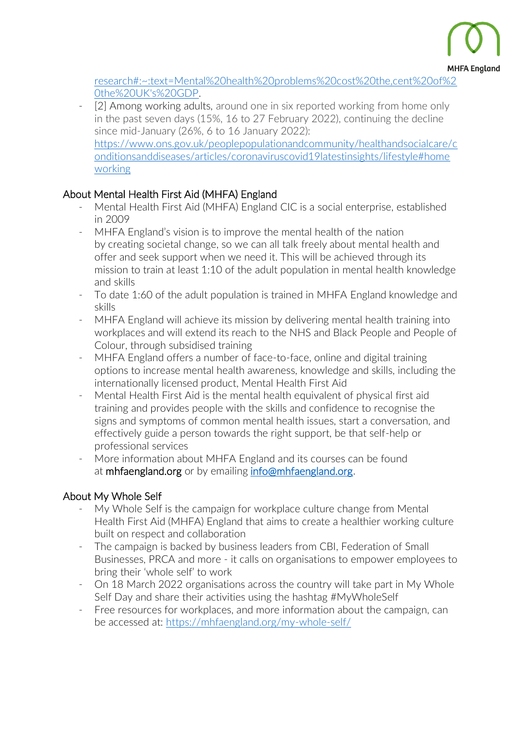research#:~:text=Mental%20health%20problems%20cost%20the,cent%20of%20the%20UK's%20GDP.

- [2] Among working adults, around one in six reported working from home only in the past seven days (15%, 16 to 27 February 2022), continuing the decline since mid-January (26%, 6 to 16 January 2022): https://www.ons.gov.uk/peoplepopulationandcommunity/healthandsocialcare/conditionsanddiseases/articles/coronaviruscovid19latestinsights/lifestyle#homeworking

## About Mental Health First Aid (MHFA) England

- Mental Health First Aid (MHFA) England CIC is a social enterprise, established in 2009
- MHFA England's vision is to improve the mental health of the nation by creating societal change, so we can all talk freely about mental health and offer and seek support when we need it. This will be achieved through its mission to train at least 1:10 of the adult population in mental health knowledge and skills
- To date 1:60 of the adult population is trained in MHFA England knowledge and skills
- MHFA England will achieve its mission by delivering mental health training into workplaces and will extend its reach to the NHS and Black People and People of Colour, through subsidised training
- MHFA England offers a number of face-to-face, online and digital training options to increase mental health awareness, knowledge and skills, including the internationally licensed product, Mental Health First Aid
- Mental Health First Aid is the mental health equivalent of physical first aid training and provides people with the skills and confidence to recognise the signs and symptoms of common mental health issues, start a conversation, and effectively guide a person towards the right support, be that self-help or professional services
- More information about MHFA England and its courses can be found at **mhfaengland.org** or by emailing info@mhfaengland.org.

## About My Whole Self

- My Whole Self is the campaign for workplace culture change from Mental Health First Aid (MHFA) England that aims to create a healthier working culture built on respect and collaboration
- The campaign is backed by business leaders from CBI, Federation of Small Businesses, PRCA and more - it calls on organisations to empower employees to bring their 'whole self' to work
- On 18 March 2022 organisations across the country will take part in My Whole Self Day and share their activities using the hashtag #MyWholeSelf
- Free resources for workplaces, and more information about the campaign, can be accessed at: https://mhfaengland.org/my-whole-self/